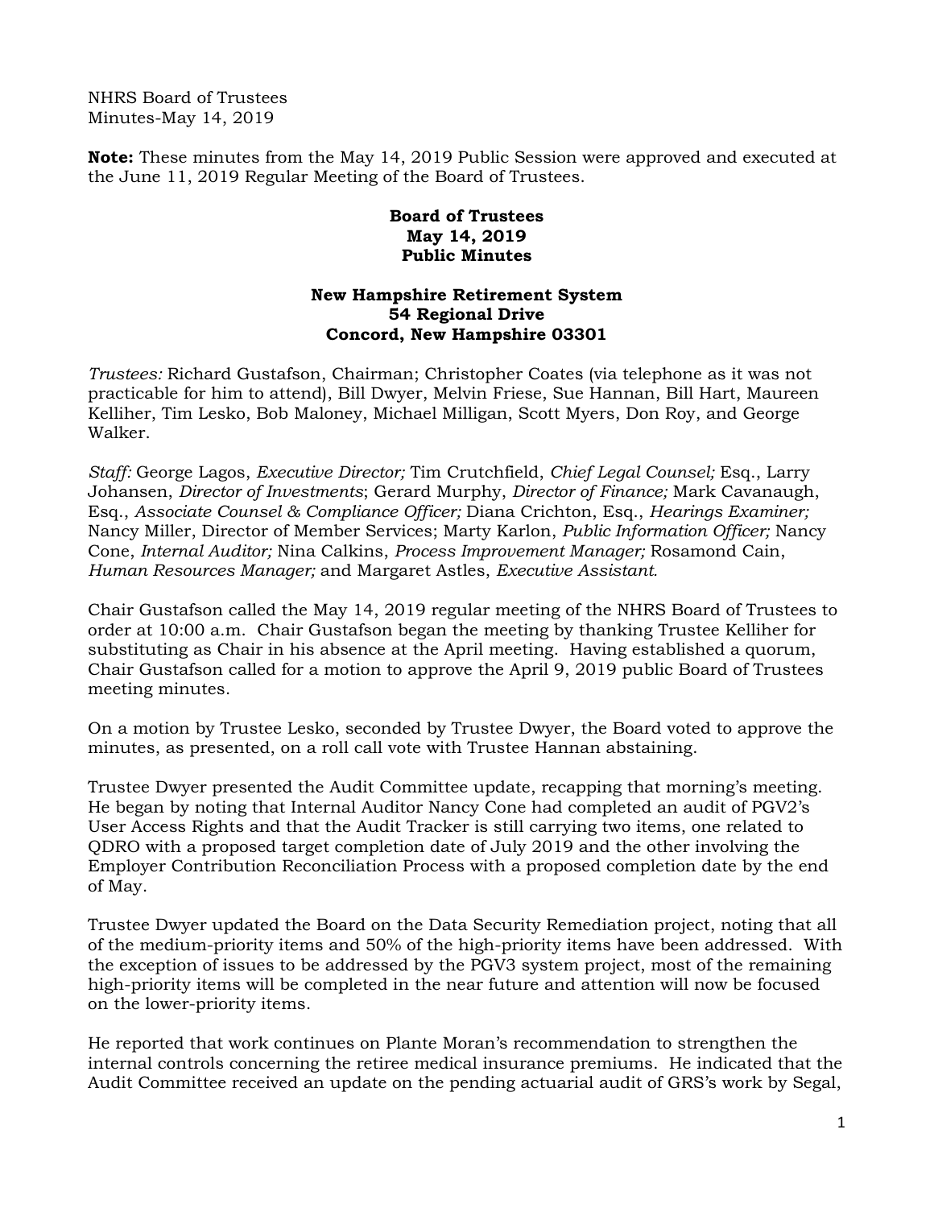NHRS Board of Trustees
Minutes-May 14, 2019

**Note:** These minutes from the May 14, 2019 Public Session were approved and executed at the June 11, 2019 Regular Meeting of the Board of Trustees.

**Board of Trustees**
**May 14, 2019**
**Public Minutes**

**New Hampshire Retirement System**
**54 Regional Drive**
**Concord, New Hampshire 03301**

*Trustees:* Richard Gustafson, Chairman; Christopher Coates (via telephone as it was not practicable for him to attend), Bill Dwyer, Melvin Friese, Sue Hannan, Bill Hart, Maureen Kelliher, Tim Lesko, Bob Maloney, Michael Milligan, Scott Myers, Don Roy, and George Walker.

*Staff:* George Lagos, *Executive Director;* Tim Crutchfield, *Chief Legal Counsel;* Esq., Larry Johansen, *Director of Investments*; Gerard Murphy, *Director of Finance;* Mark Cavanaugh, Esq., *Associate Counsel & Compliance Officer;* Diana Crichton, Esq., *Hearings Examiner;* Nancy Miller, Director of Member Services; Marty Karlon, *Public Information Officer;* Nancy Cone, *Internal Auditor;* Nina Calkins, *Process Improvement Manager;* Rosamond Cain, *Human Resources Manager;* and Margaret Astles, *Executive Assistant.*

Chair Gustafson called the May 14, 2019 regular meeting of the NHRS Board of Trustees to order at 10:00 a.m. Chair Gustafson began the meeting by thanking Trustee Kelliher for substituting as Chair in his absence at the April meeting. Having established a quorum, Chair Gustafson called for a motion to approve the April 9, 2019 public Board of Trustees meeting minutes.

On a motion by Trustee Lesko, seconded by Trustee Dwyer, the Board voted to approve the minutes, as presented, on a roll call vote with Trustee Hannan abstaining.

Trustee Dwyer presented the Audit Committee update, recapping that morning's meeting. He began by noting that Internal Auditor Nancy Cone had completed an audit of PGV2's User Access Rights and that the Audit Tracker is still carrying two items, one related to QDRO with a proposed target completion date of July 2019 and the other involving the Employer Contribution Reconciliation Process with a proposed completion date by the end of May.

Trustee Dwyer updated the Board on the Data Security Remediation project, noting that all of the medium-priority items and 50% of the high-priority items have been addressed. With the exception of issues to be addressed by the PGV3 system project, most of the remaining high-priority items will be completed in the near future and attention will now be focused on the lower-priority items.

He reported that work continues on Plante Moran's recommendation to strengthen the internal controls concerning the retiree medical insurance premiums. He indicated that the Audit Committee received an update on the pending actuarial audit of GRS's work by Segal,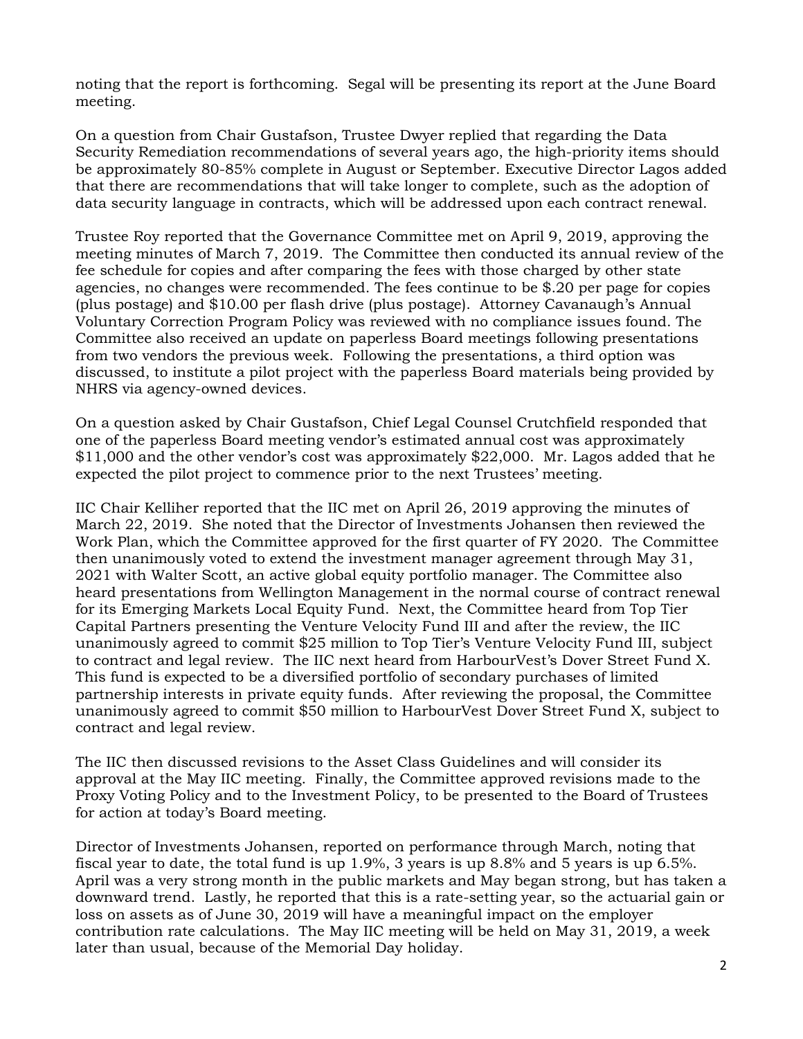noting that the report is forthcoming. Segal will be presenting its report at the June Board meeting.

On a question from Chair Gustafson, Trustee Dwyer replied that regarding the Data Security Remediation recommendations of several years ago, the high-priority items should be approximately 80-85% complete in August or September. Executive Director Lagos added that there are recommendations that will take longer to complete, such as the adoption of data security language in contracts, which will be addressed upon each contract renewal.

Trustee Roy reported that the Governance Committee met on April 9, 2019, approving the meeting minutes of March 7, 2019. The Committee then conducted its annual review of the fee schedule for copies and after comparing the fees with those charged by other state agencies, no changes were recommended. The fees continue to be $.20 per page for copies (plus postage) and $10.00 per flash drive (plus postage). Attorney Cavanaugh's Annual Voluntary Correction Program Policy was reviewed with no compliance issues found. The Committee also received an update on paperless Board meetings following presentations from two vendors the previous week. Following the presentations, a third option was discussed, to institute a pilot project with the paperless Board materials being provided by NHRS via agency-owned devices.

On a question asked by Chair Gustafson, Chief Legal Counsel Crutchfield responded that one of the paperless Board meeting vendor's estimated annual cost was approximately $11,000 and the other vendor's cost was approximately $22,000. Mr. Lagos added that he expected the pilot project to commence prior to the next Trustees' meeting.

IIC Chair Kelliher reported that the IIC met on April 26, 2019 approving the minutes of March 22, 2019. She noted that the Director of Investments Johansen then reviewed the Work Plan, which the Committee approved for the first quarter of FY 2020. The Committee then unanimously voted to extend the investment manager agreement through May 31, 2021 with Walter Scott, an active global equity portfolio manager. The Committee also heard presentations from Wellington Management in the normal course of contract renewal for its Emerging Markets Local Equity Fund. Next, the Committee heard from Top Tier Capital Partners presenting the Venture Velocity Fund III and after the review, the IIC unanimously agreed to commit $25 million to Top Tier's Venture Velocity Fund III, subject to contract and legal review. The IIC next heard from HarbourVest's Dover Street Fund X. This fund is expected to be a diversified portfolio of secondary purchases of limited partnership interests in private equity funds. After reviewing the proposal, the Committee unanimously agreed to commit $50 million to HarbourVest Dover Street Fund X, subject to contract and legal review.

The IIC then discussed revisions to the Asset Class Guidelines and will consider its approval at the May IIC meeting. Finally, the Committee approved revisions made to the Proxy Voting Policy and to the Investment Policy, to be presented to the Board of Trustees for action at today's Board meeting.

Director of Investments Johansen, reported on performance through March, noting that fiscal year to date, the total fund is up 1.9%, 3 years is up 8.8% and 5 years is up 6.5%. April was a very strong month in the public markets and May began strong, but has taken a downward trend. Lastly, he reported that this is a rate-setting year, so the actuarial gain or loss on assets as of June 30, 2019 will have a meaningful impact on the employer contribution rate calculations. The May IIC meeting will be held on May 31, 2019, a week later than usual, because of the Memorial Day holiday.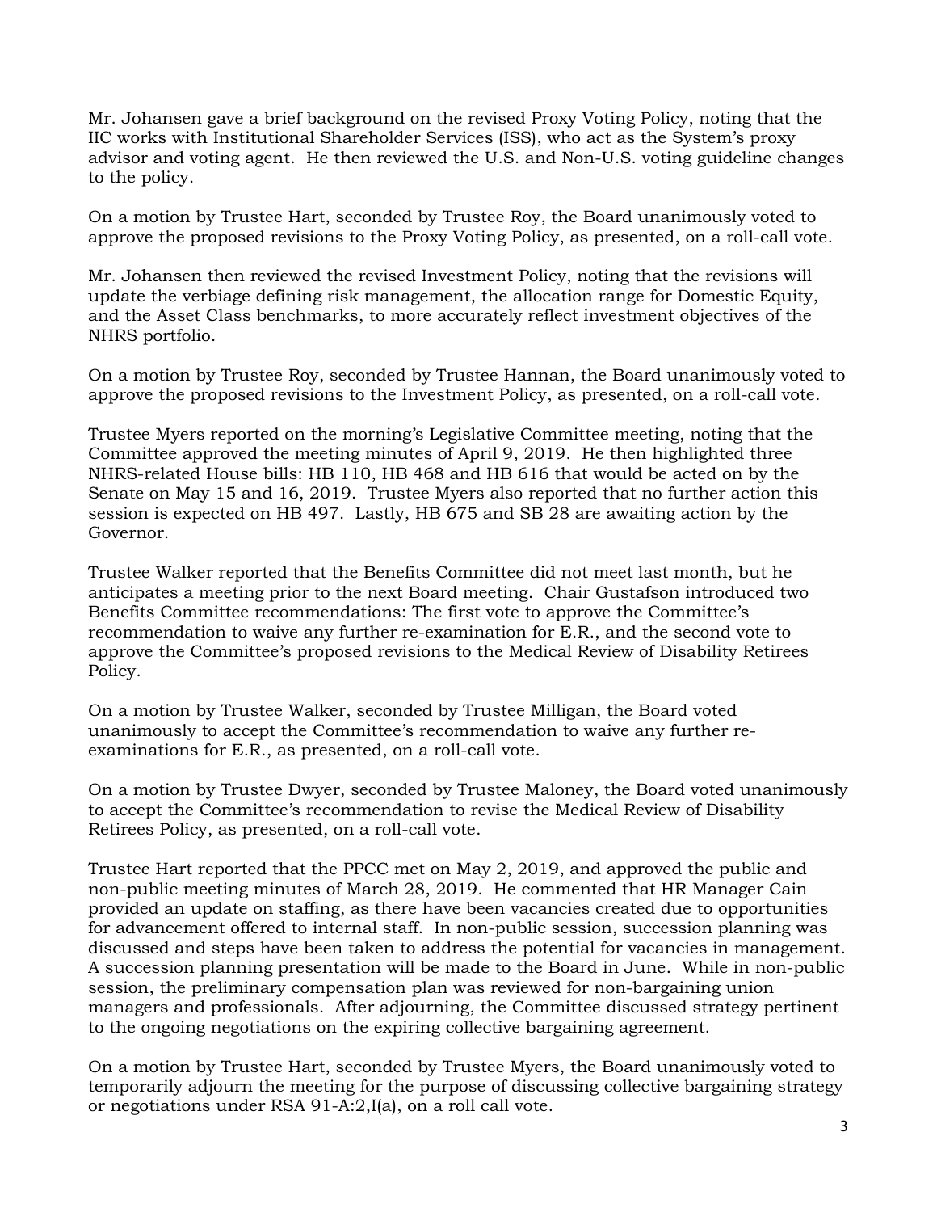Mr. Johansen gave a brief background on the revised Proxy Voting Policy, noting that the IIC works with Institutional Shareholder Services (ISS), who act as the System's proxy advisor and voting agent. He then reviewed the U.S. and Non-U.S. voting guideline changes to the policy.

On a motion by Trustee Hart, seconded by Trustee Roy, the Board unanimously voted to approve the proposed revisions to the Proxy Voting Policy, as presented, on a roll-call vote.

Mr. Johansen then reviewed the revised Investment Policy, noting that the revisions will update the verbiage defining risk management, the allocation range for Domestic Equity, and the Asset Class benchmarks, to more accurately reflect investment objectives of the NHRS portfolio.

On a motion by Trustee Roy, seconded by Trustee Hannan, the Board unanimously voted to approve the proposed revisions to the Investment Policy, as presented, on a roll-call vote.

Trustee Myers reported on the morning's Legislative Committee meeting, noting that the Committee approved the meeting minutes of April 9, 2019. He then highlighted three NHRS-related House bills: HB 110, HB 468 and HB 616 that would be acted on by the Senate on May 15 and 16, 2019. Trustee Myers also reported that no further action this session is expected on HB 497. Lastly, HB 675 and SB 28 are awaiting action by the Governor.

Trustee Walker reported that the Benefits Committee did not meet last month, but he anticipates a meeting prior to the next Board meeting. Chair Gustafson introduced two Benefits Committee recommendations: The first vote to approve the Committee's recommendation to waive any further re-examination for E.R., and the second vote to approve the Committee's proposed revisions to the Medical Review of Disability Retirees Policy.

On a motion by Trustee Walker, seconded by Trustee Milligan, the Board voted unanimously to accept the Committee's recommendation to waive any further re-examinations for E.R., as presented, on a roll-call vote.

On a motion by Trustee Dwyer, seconded by Trustee Maloney, the Board voted unanimously to accept the Committee's recommendation to revise the Medical Review of Disability Retirees Policy, as presented, on a roll-call vote.

Trustee Hart reported that the PPCC met on May 2, 2019, and approved the public and non-public meeting minutes of March 28, 2019. He commented that HR Manager Cain provided an update on staffing, as there have been vacancies created due to opportunities for advancement offered to internal staff. In non-public session, succession planning was discussed and steps have been taken to address the potential for vacancies in management. A succession planning presentation will be made to the Board in June. While in non-public session, the preliminary compensation plan was reviewed for non-bargaining union managers and professionals. After adjourning, the Committee discussed strategy pertinent to the ongoing negotiations on the expiring collective bargaining agreement.

On a motion by Trustee Hart, seconded by Trustee Myers, the Board unanimously voted to temporarily adjourn the meeting for the purpose of discussing collective bargaining strategy or negotiations under RSA 91-A:2,I(a), on a roll call vote.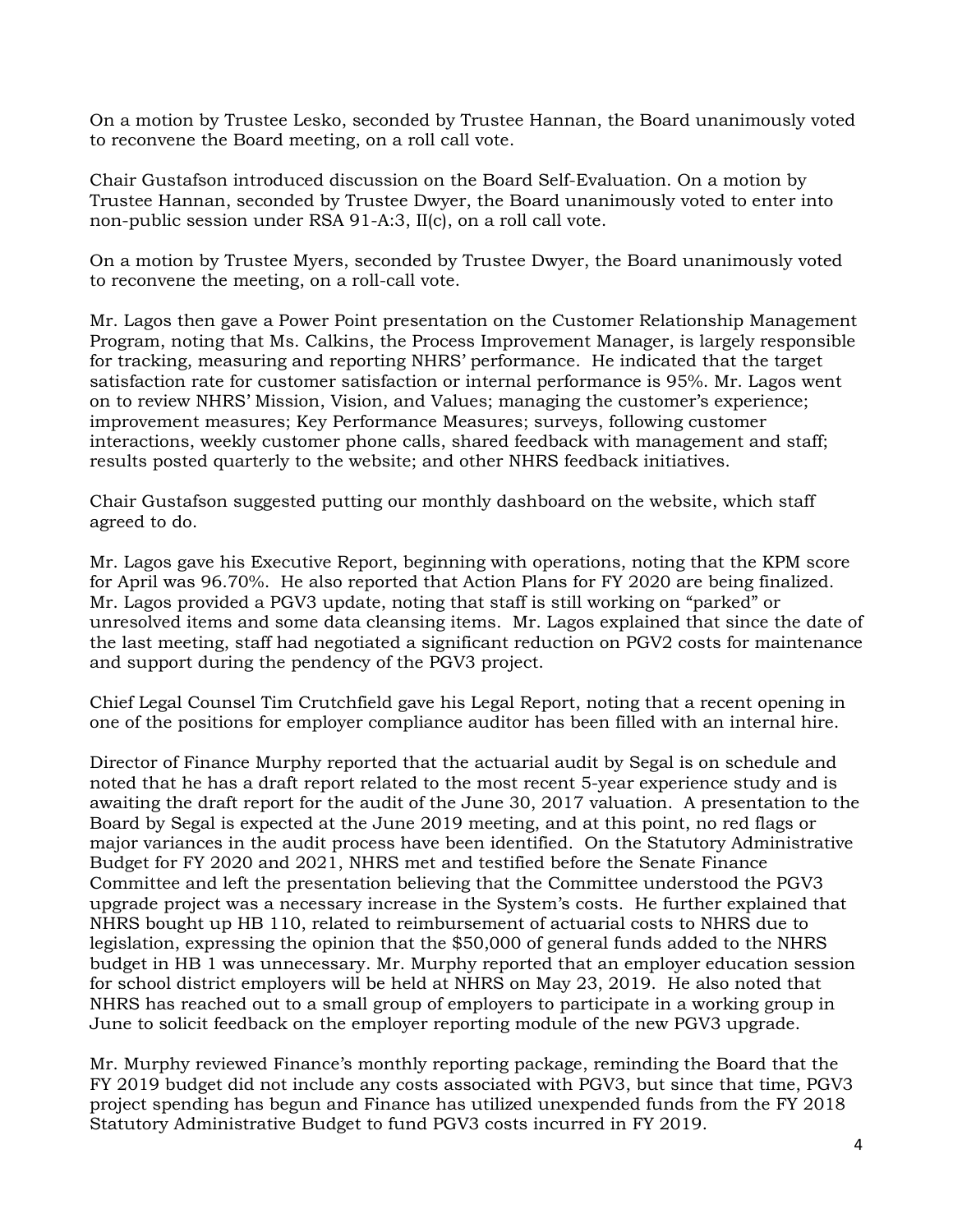On a motion by Trustee Lesko, seconded by Trustee Hannan, the Board unanimously voted to reconvene the Board meeting, on a roll call vote.

Chair Gustafson introduced discussion on the Board Self-Evaluation. On a motion by Trustee Hannan, seconded by Trustee Dwyer, the Board unanimously voted to enter into non-public session under RSA 91-A:3, II(c), on a roll call vote.

On a motion by Trustee Myers, seconded by Trustee Dwyer, the Board unanimously voted to reconvene the meeting, on a roll-call vote.

Mr. Lagos then gave a Power Point presentation on the Customer Relationship Management Program, noting that Ms. Calkins, the Process Improvement Manager, is largely responsible for tracking, measuring and reporting NHRS' performance. He indicated that the target satisfaction rate for customer satisfaction or internal performance is 95%. Mr. Lagos went on to review NHRS' Mission, Vision, and Values; managing the customer's experience; improvement measures; Key Performance Measures; surveys, following customer interactions, weekly customer phone calls, shared feedback with management and staff; results posted quarterly to the website; and other NHRS feedback initiatives.

Chair Gustafson suggested putting our monthly dashboard on the website, which staff agreed to do.

Mr. Lagos gave his Executive Report, beginning with operations, noting that the KPM score for April was 96.70%. He also reported that Action Plans for FY 2020 are being finalized. Mr. Lagos provided a PGV3 update, noting that staff is still working on "parked" or unresolved items and some data cleansing items. Mr. Lagos explained that since the date of the last meeting, staff had negotiated a significant reduction on PGV2 costs for maintenance and support during the pendency of the PGV3 project.

Chief Legal Counsel Tim Crutchfield gave his Legal Report, noting that a recent opening in one of the positions for employer compliance auditor has been filled with an internal hire.

Director of Finance Murphy reported that the actuarial audit by Segal is on schedule and noted that he has a draft report related to the most recent 5-year experience study and is awaiting the draft report for the audit of the June 30, 2017 valuation. A presentation to the Board by Segal is expected at the June 2019 meeting, and at this point, no red flags or major variances in the audit process have been identified. On the Statutory Administrative Budget for FY 2020 and 2021, NHRS met and testified before the Senate Finance Committee and left the presentation believing that the Committee understood the PGV3 upgrade project was a necessary increase in the System's costs. He further explained that NHRS bought up HB 110, related to reimbursement of actuarial costs to NHRS due to legislation, expressing the opinion that the $50,000 of general funds added to the NHRS budget in HB 1 was unnecessary. Mr. Murphy reported that an employer education session for school district employers will be held at NHRS on May 23, 2019. He also noted that NHRS has reached out to a small group of employers to participate in a working group in June to solicit feedback on the employer reporting module of the new PGV3 upgrade.

Mr. Murphy reviewed Finance's monthly reporting package, reminding the Board that the FY 2019 budget did not include any costs associated with PGV3, but since that time, PGV3 project spending has begun and Finance has utilized unexpended funds from the FY 2018 Statutory Administrative Budget to fund PGV3 costs incurred in FY 2019.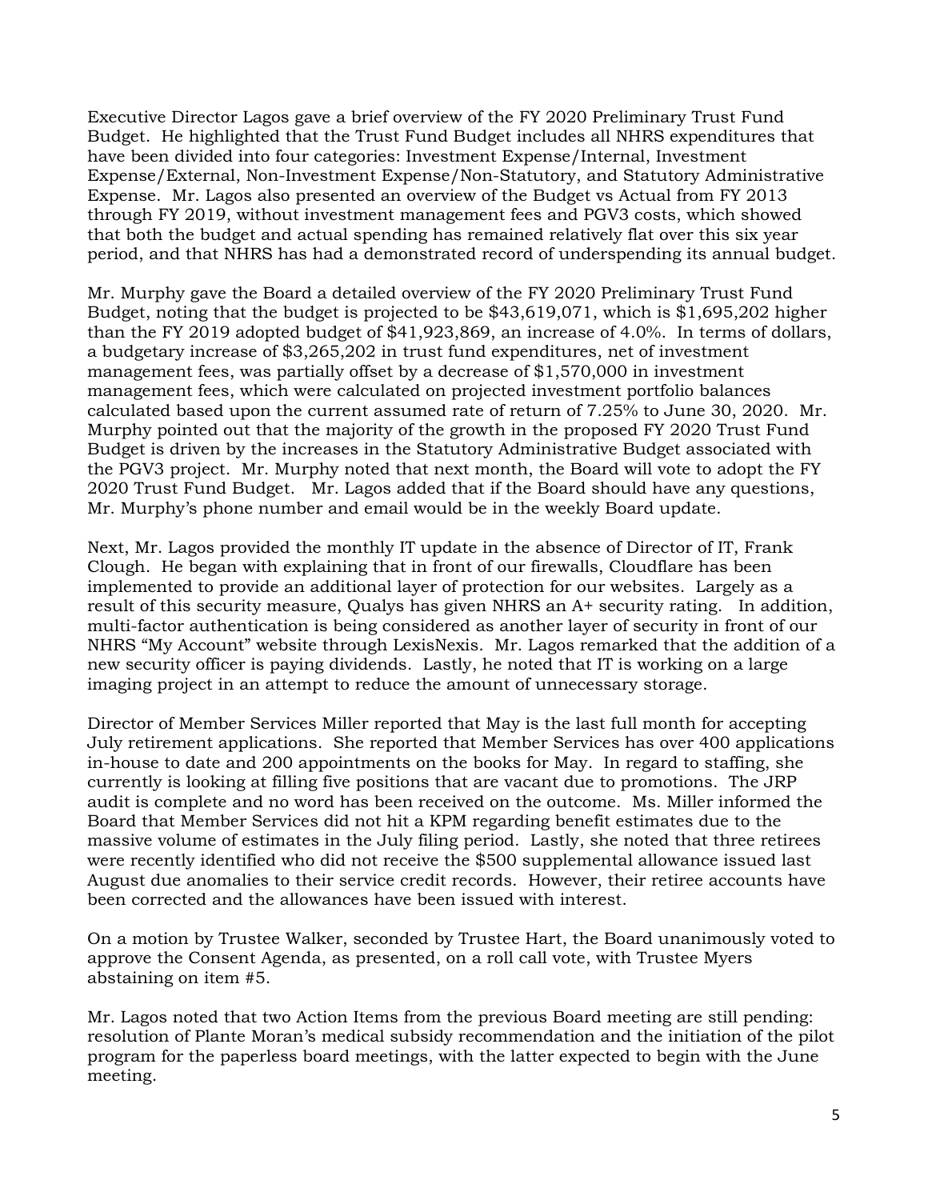Executive Director Lagos gave a brief overview of the FY 2020 Preliminary Trust Fund Budget. He highlighted that the Trust Fund Budget includes all NHRS expenditures that have been divided into four categories: Investment Expense/Internal, Investment Expense/External, Non-Investment Expense/Non-Statutory, and Statutory Administrative Expense. Mr. Lagos also presented an overview of the Budget vs Actual from FY 2013 through FY 2019, without investment management fees and PGV3 costs, which showed that both the budget and actual spending has remained relatively flat over this six year period, and that NHRS has had a demonstrated record of underspending its annual budget.

Mr. Murphy gave the Board a detailed overview of the FY 2020 Preliminary Trust Fund Budget, noting that the budget is projected to be $43,619,071, which is $1,695,202 higher than the FY 2019 adopted budget of $41,923,869, an increase of 4.0%. In terms of dollars, a budgetary increase of $3,265,202 in trust fund expenditures, net of investment management fees, was partially offset by a decrease of $1,570,000 in investment management fees, which were calculated on projected investment portfolio balances calculated based upon the current assumed rate of return of 7.25% to June 30, 2020. Mr. Murphy pointed out that the majority of the growth in the proposed FY 2020 Trust Fund Budget is driven by the increases in the Statutory Administrative Budget associated with the PGV3 project. Mr. Murphy noted that next month, the Board will vote to adopt the FY 2020 Trust Fund Budget. Mr. Lagos added that if the Board should have any questions, Mr. Murphy's phone number and email would be in the weekly Board update.

Next, Mr. Lagos provided the monthly IT update in the absence of Director of IT, Frank Clough. He began with explaining that in front of our firewalls, Cloudflare has been implemented to provide an additional layer of protection for our websites. Largely as a result of this security measure, Qualys has given NHRS an A+ security rating. In addition, multi-factor authentication is being considered as another layer of security in front of our NHRS "My Account" website through LexisNexis. Mr. Lagos remarked that the addition of a new security officer is paying dividends. Lastly, he noted that IT is working on a large imaging project in an attempt to reduce the amount of unnecessary storage.

Director of Member Services Miller reported that May is the last full month for accepting July retirement applications. She reported that Member Services has over 400 applications in-house to date and 200 appointments on the books for May. In regard to staffing, she currently is looking at filling five positions that are vacant due to promotions. The JRP audit is complete and no word has been received on the outcome. Ms. Miller informed the Board that Member Services did not hit a KPM regarding benefit estimates due to the massive volume of estimates in the July filing period. Lastly, she noted that three retirees were recently identified who did not receive the $500 supplemental allowance issued last August due anomalies to their service credit records. However, their retiree accounts have been corrected and the allowances have been issued with interest.

On a motion by Trustee Walker, seconded by Trustee Hart, the Board unanimously voted to approve the Consent Agenda, as presented, on a roll call vote, with Trustee Myers abstaining on item #5.

Mr. Lagos noted that two Action Items from the previous Board meeting are still pending: resolution of Plante Moran's medical subsidy recommendation and the initiation of the pilot program for the paperless board meetings, with the latter expected to begin with the June meeting.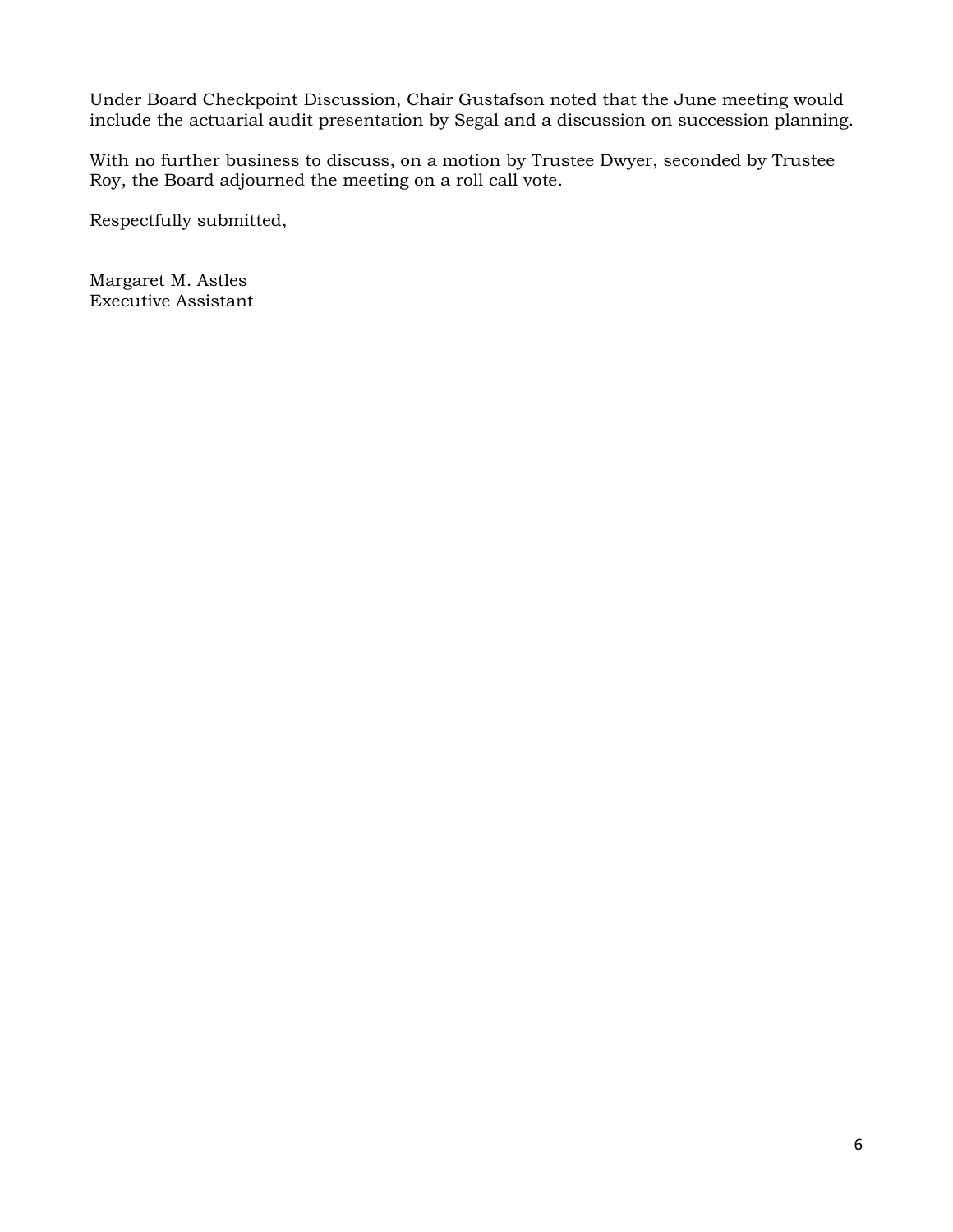Under Board Checkpoint Discussion, Chair Gustafson noted that the June meeting would include the actuarial audit presentation by Segal and a discussion on succession planning.

With no further business to discuss, on a motion by Trustee Dwyer, seconded by Trustee Roy, the Board adjourned the meeting on a roll call vote.

Respectfully submitted,

Margaret M. Astles  
Executive Assistant